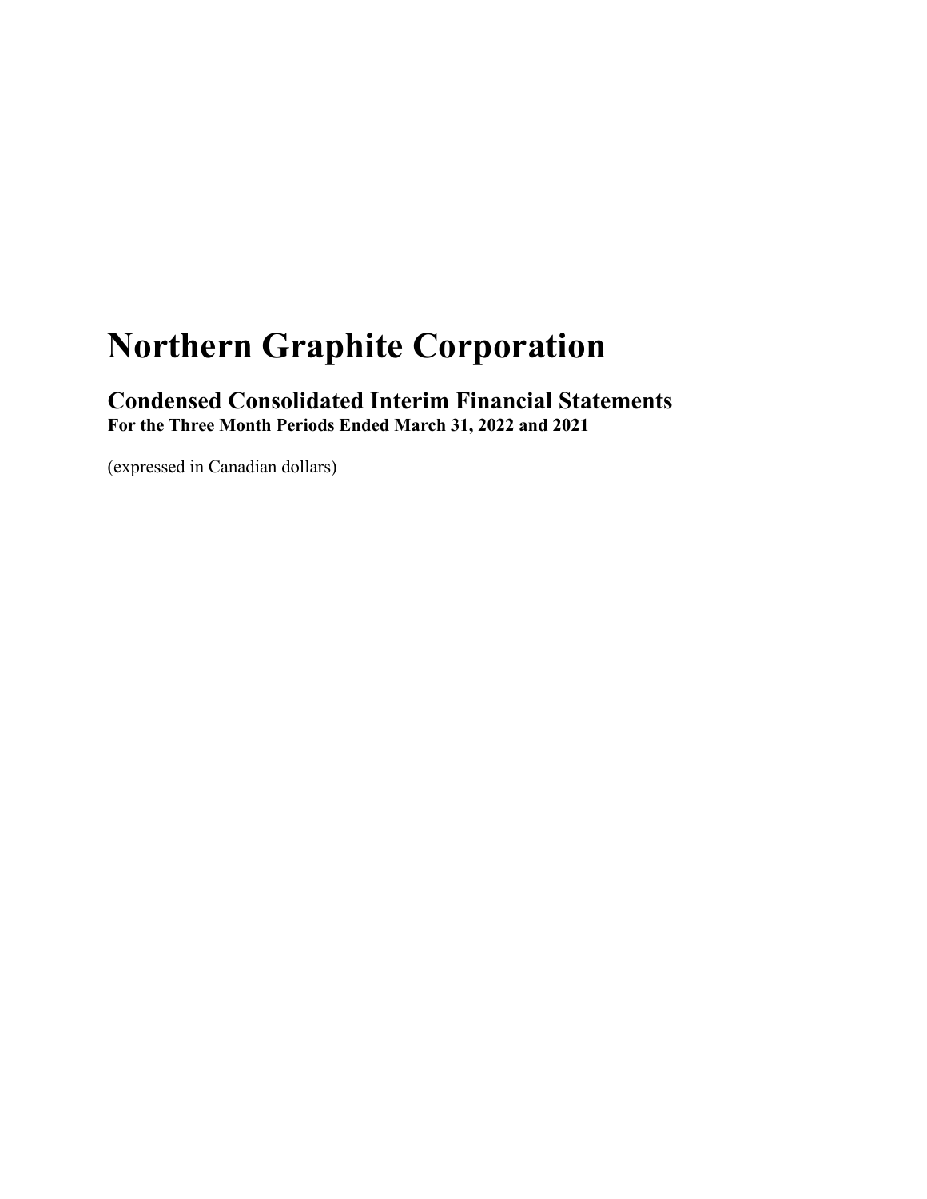# Northern Graphite Corporation

## Condensed Consolidated Interim Financial Statements

**For the Three Month Periods Ended March 31, 2022 and 2021**

(expressed in Canadian dollars)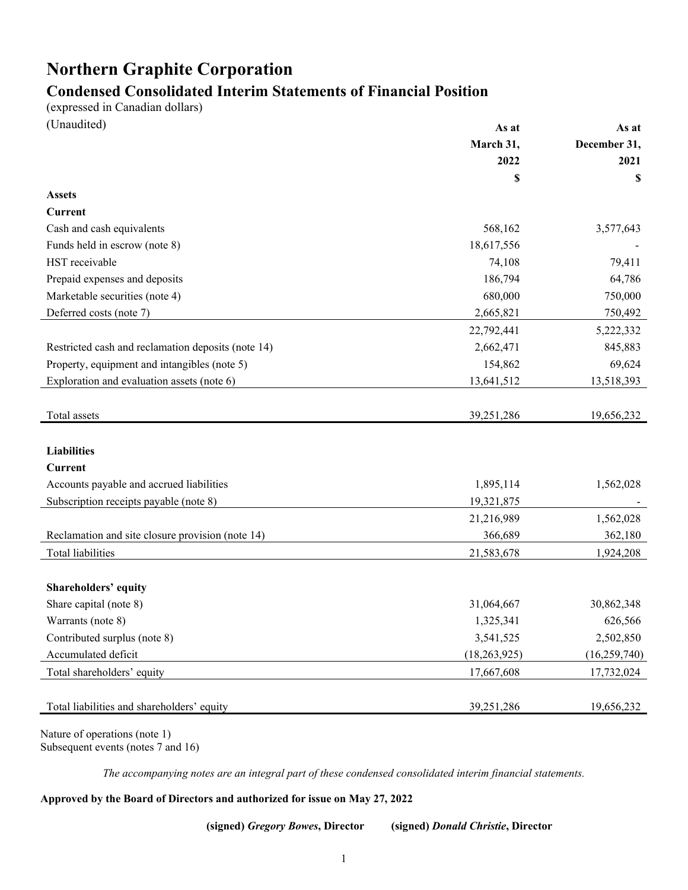# Northern Graphite Corporation

## Condensed Consolidated Interim Statements of Financial Position

(expressed in Canadian dollars)

(Unaudited)

| | As at March 31, 2022 $ | As at December 31, 2021 $ |
|---|---|---|
| **Assets** | | |
| **Current** | | |
| Cash and cash equivalents | 568,162 | 3,577,643 |
| Funds held in escrow (note 8) | 18,617,556 | - |
| HST receivable | 74,108 | 79,411 |
| Prepaid expenses and deposits | 186,794 | 64,786 |
| Marketable securities (note 4) | 680,000 | 750,000 |
| Deferred costs (note 7) | 2,665,821 | 750,492 |
| | 22,792,441 | 5,222,332 |
| Restricted cash and reclamation deposits (note 14) | 2,662,471 | 845,883 |
| Property, equipment and intangibles (note 5) | 154,862 | 69,624 |
| Exploration and evaluation assets (note 6) | 13,641,512 | 13,518,393 |
| Total assets | 39,251,286 | 19,656,232 |
| **Liabilities** | | |
| **Current** | | |
| Accounts payable and accrued liabilities | 1,895,114 | 1,562,028 |
| Subscription receipts payable (note 8) | 19,321,875 | - |
| | 21,216,989 | 1,562,028 |
| Reclamation and site closure provision (note 14) | 366,689 | 362,180 |
| Total liabilities | 21,583,678 | 1,924,208 |
| **Shareholders' equity** | | |
| Share capital (note 8) | 31,064,667 | 30,862,348 |
| Warrants (note 8) | 1,325,341 | 626,566 |
| Contributed surplus (note 8) | 3,541,525 | 2,502,850 |
| Accumulated deficit | (18,263,925) | (16,259,740) |
| Total shareholders' equity | 17,667,608 | 17,732,024 |
| Total liabilities and shareholders' equity | 39,251,286 | 19,656,232 |

Nature of operations (note 1)
Subsequent events (notes 7 and 16)

*The accompanying notes are an integral part of these condensed consolidated interim financial statements.*

**Approved by the Board of Directors and authorized for issue on May 27, 2022**

**(signed)** ***Gregory Bowes*, Director** **(signed)** ***Donald Christie*, Director**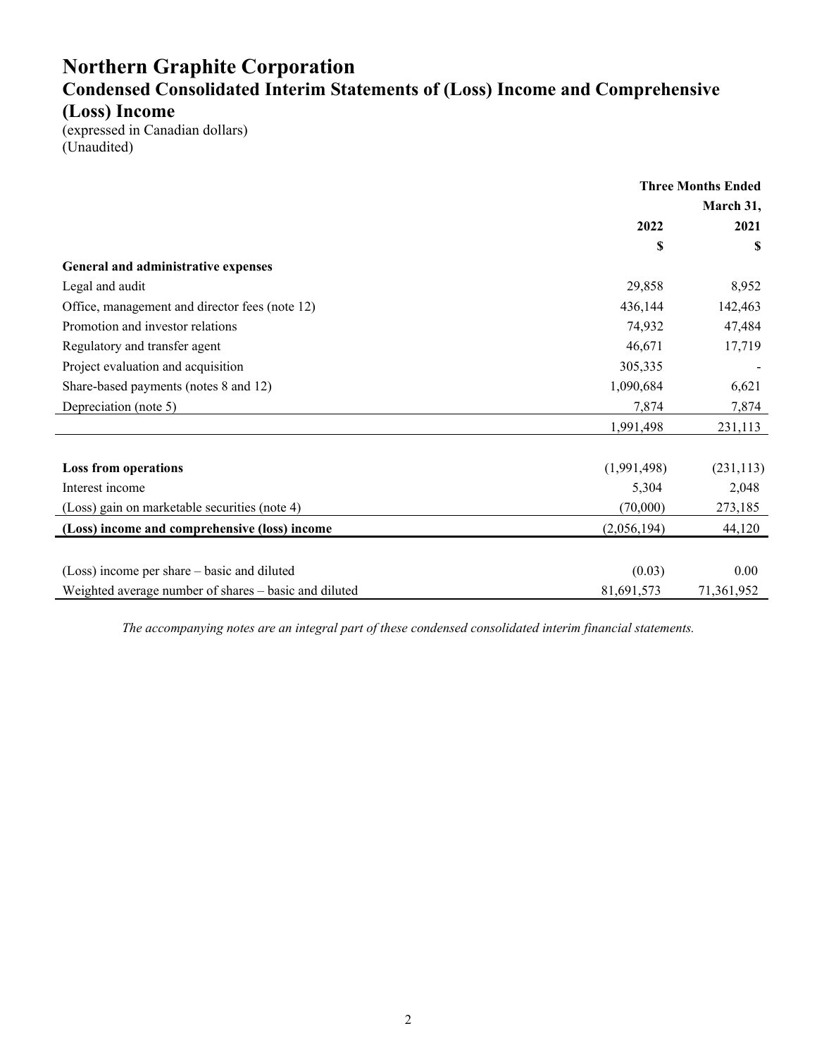# Northern Graphite Corporation

## Condensed Consolidated Interim Statements of (Loss) Income and Comprehensive (Loss) Income

(expressed in Canadian dollars)
(Unaudited)

| | Three Months Ended March 31, | |
|---|---|---|
| | 2022 | 2021 |
| | $ | $ |
| **General and administrative expenses** | | |
| Legal and audit | 29,858 | 8,952 |
| Office, management and director fees (note 12) | 436,144 | 142,463 |
| Promotion and investor relations | 74,932 | 47,484 |
| Regulatory and transfer agent | 46,671 | 17,719 |
| Project evaluation and acquisition | 305,335 | - |
| Share-based payments (notes 8 and 12) | 1,090,684 | 6,621 |
| Depreciation (note 5) | 7,874 | 7,874 |
| | 1,991,498 | 231,113 |
| | | |
| **Loss from operations** | (1,991,498) | (231,113) |
| Interest income | 5,304 | 2,048 |
| (Loss) gain on marketable securities (note 4) | (70,000) | 273,185 |
| **(Loss) income and comprehensive (loss) income** | (2,056,194) | 44,120 |
| | | |
| (Loss) income per share – basic and diluted | (0.03) | 0.00 |
| Weighted average number of shares – basic and diluted | 81,691,573 | 71,361,952 |

*The accompanying notes are an integral part of these condensed consolidated interim financial statements.*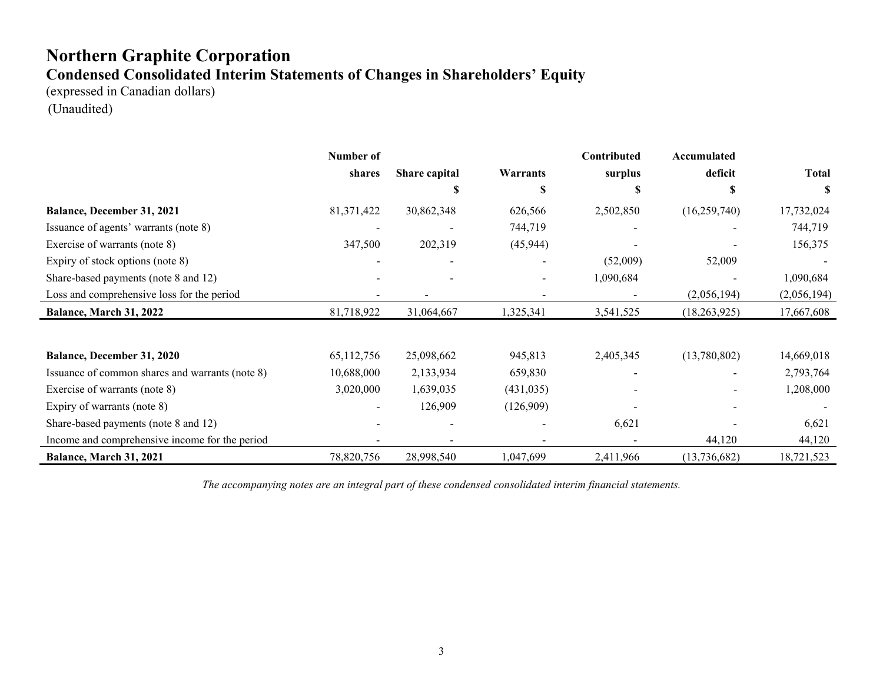# Northern Graphite Corporation

## Condensed Consolidated Interim Statements of Changes in Shareholders' Equity

(expressed in Canadian dollars)

(Unaudited)

| | Number of shares | Share capital | Warrants | Contributed surplus | Accumulated deficit | Total |
|---|---|---|---|---|---|---|
| | | $ | $ | $ | $ | $ |
| **Balance, December 31, 2021** | 81,371,422 | 30,862,348 | 626,566 | 2,502,850 | (16,259,740) | 17,732,024 |
| Issuance of agents' warrants (note 8) | - | - | 744,719 | - | - | 744,719 |
| Exercise of warrants (note 8) | 347,500 | 202,319 | (45,944) | - | - | 156,375 |
| Expiry of stock options (note 8) | - | - | - | (52,009) | 52,009 | - |
| Share-based payments (note 8 and 12) | - | - | - | 1,090,684 | - | 1,090,684 |
| Loss and comprehensive loss for the period | - | - | - | - | (2,056,194) | (2,056,194) |
| **Balance, March 31, 2022** | 81,718,922 | 31,064,667 | 1,325,341 | 3,541,525 | (18,263,925) | 17,667,608 |
| | | | | | | |
| **Balance, December 31, 2020** | 65,112,756 | 25,098,662 | 945,813 | 2,405,345 | (13,780,802) | 14,669,018 |
| Issuance of common shares and warrants (note 8) | 10,688,000 | 2,133,934 | 659,830 | - | - | 2,793,764 |
| Exercise of warrants (note 8) | 3,020,000 | 1,639,035 | (431,035) | - | - | 1,208,000 |
| Expiry of warrants (note 8) | - | 126,909 | (126,909) | - | - | - |
| Share-based payments (note 8 and 12) | - | - | - | 6,621 | - | 6,621 |
| Income and comprehensive income for the period | - | - | - | - | 44,120 | 44,120 |
| **Balance, March 31, 2021** | 78,820,756 | 28,998,540 | 1,047,699 | 2,411,966 | (13,736,682) | 18,721,523 |

*The accompanying notes are an integral part of these condensed consolidated interim financial statements.*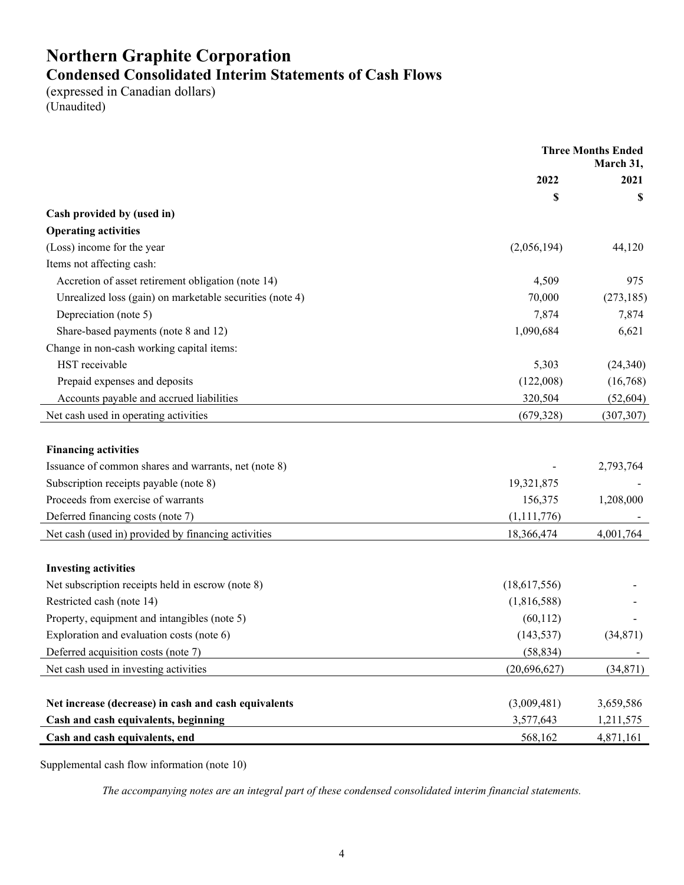# Northern Graphite Corporation

## Condensed Consolidated Interim Statements of Cash Flows

(expressed in Canadian dollars)
(Unaudited)

| | Three Months Ended March 31, | |
|---|---|---|
| | 2022 | 2021 |
| | $ | $ |
| **Cash provided by (used in)** | | |
| **Operating activities** | | |
| (Loss) income for the year | (2,056,194) | 44,120 |
| Items not affecting cash: | | |
| Accretion of asset retirement obligation (note 14) | 4,509 | 975 |
| Unrealized loss (gain) on marketable securities (note 4) | 70,000 | (273,185) |
| Depreciation (note 5) | 7,874 | 7,874 |
| Share-based payments (note 8 and 12) | 1,090,684 | 6,621 |
| Change in non-cash working capital items: | | |
| HST receivable | 5,303 | (24,340) |
| Prepaid expenses and deposits | (122,008) | (16,768) |
| Accounts payable and accrued liabilities | 320,504 | (52,604) |
| Net cash used in operating activities | (679,328) | (307,307) |
| | | |
| **Financing activities** | | |
| Issuance of common shares and warrants, net (note 8) | - | 2,793,764 |
| Subscription receipts payable (note 8) | 19,321,875 | - |
| Proceeds from exercise of warrants | 156,375 | 1,208,000 |
| Deferred financing costs (note 7) | (1,111,776) | - |
| Net cash (used in) provided by financing activities | 18,366,474 | 4,001,764 |
| | | |
| **Investing activities** | | |
| Net subscription receipts held in escrow (note 8) | (18,617,556) | - |
| Restricted cash (note 14) | (1,816,588) | - |
| Property, equipment and intangibles (note 5) | (60,112) | - |
| Exploration and evaluation costs (note 6) | (143,537) | (34,871) |
| Deferred acquisition costs (note 7) | (58,834) | - |
| Net cash used in investing activities | (20,696,627) | (34,871) |
| | | |
| **Net increase (decrease) in cash and cash equivalents** | (3,009,481) | 3,659,586 |
| **Cash and cash equivalents, beginning** | 3,577,643 | 1,211,575 |
| **Cash and cash equivalents, end** | 568,162 | 4,871,161 |

Supplemental cash flow information (note 10)

*The accompanying notes are an integral part of these condensed consolidated interim financial statements.*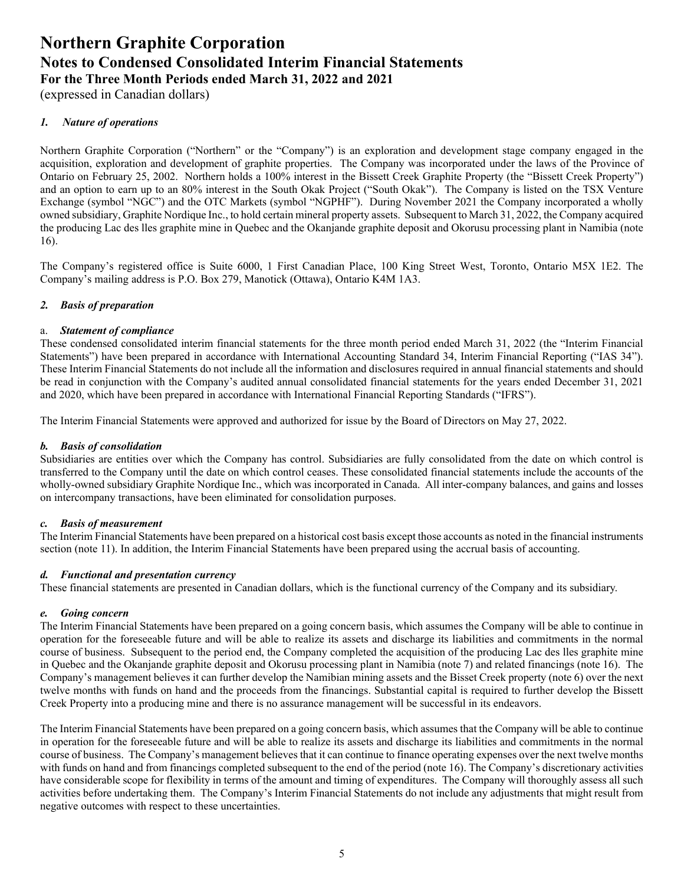# Northern Graphite Corporation
## Notes to Condensed Consolidated Interim Financial Statements
### For the Three Month Periods ended March 31, 2022 and 2021
(expressed in Canadian dollars)

### *1. Nature of operations*

Northern Graphite Corporation ("Northern" or the "Company") is an exploration and development stage company engaged in the acquisition, exploration and development of graphite properties. The Company was incorporated under the laws of the Province of Ontario on February 25, 2002. Northern holds a 100% interest in the Bissett Creek Graphite Property (the "Bissett Creek Property") and an option to earn up to an 80% interest in the South Okak Project ("South Okak"). The Company is listed on the TSX Venture Exchange (symbol "NGC") and the OTC Markets (symbol "NGPHF"). During November 2021 the Company incorporated a wholly owned subsidiary, Graphite Nordique Inc., to hold certain mineral property assets. Subsequent to March 31, 2022, the Company acquired the producing Lac des lles graphite mine in Quebec and the Okanjande graphite deposit and Okorusu processing plant in Namibia (note 16).

The Company's registered office is Suite 6000, 1 First Canadian Place, 100 King Street West, Toronto, Ontario M5X 1E2. The Company's mailing address is P.O. Box 279, Manotick (Ottawa), Ontario K4M 1A3.

### *2. Basis of preparation*

#### a. *Statement of compliance*

These condensed consolidated interim financial statements for the three month period ended March 31, 2022 (the "Interim Financial Statements") have been prepared in accordance with International Accounting Standard 34, Interim Financial Reporting ("IAS 34"). These Interim Financial Statements do not include all the information and disclosures required in annual financial statements and should be read in conjunction with the Company's audited annual consolidated financial statements for the years ended December 31, 2021 and 2020, which have been prepared in accordance with International Financial Reporting Standards ("IFRS").

The Interim Financial Statements were approved and authorized for issue by the Board of Directors on May 27, 2022.

#### *b. Basis of consolidation*

Subsidiaries are entities over which the Company has control. Subsidiaries are fully consolidated from the date on which control is transferred to the Company until the date on which control ceases. These consolidated financial statements include the accounts of the wholly-owned subsidiary Graphite Nordique Inc., which was incorporated in Canada. All inter-company balances, and gains and losses on intercompany transactions, have been eliminated for consolidation purposes.

#### *c. Basis of measurement*

The Interim Financial Statements have been prepared on a historical cost basis except those accounts as noted in the financial instruments section (note 11). In addition, the Interim Financial Statements have been prepared using the accrual basis of accounting.

#### *d. Functional and presentation currency*

These financial statements are presented in Canadian dollars, which is the functional currency of the Company and its subsidiary.

#### *e. Going concern*

The Interim Financial Statements have been prepared on a going concern basis, which assumes the Company will be able to continue in operation for the foreseeable future and will be able to realize its assets and discharge its liabilities and commitments in the normal course of business. Subsequent to the period end, the Company completed the acquisition of the producing Lac des lles graphite mine in Quebec and the Okanjande graphite deposit and Okorusu processing plant in Namibia (note 7) and related financings (note 16). The Company's management believes it can further develop the Namibian mining assets and the Bisset Creek property (note 6) over the next twelve months with funds on hand and the proceeds from the financings. Substantial capital is required to further develop the Bissett Creek Property into a producing mine and there is no assurance management will be successful in its endeavors.

The Interim Financial Statements have been prepared on a going concern basis, which assumes that the Company will be able to continue in operation for the foreseeable future and will be able to realize its assets and discharge its liabilities and commitments in the normal course of business. The Company's management believes that it can continue to finance operating expenses over the next twelve months with funds on hand and from financings completed subsequent to the end of the period (note 16). The Company's discretionary activities have considerable scope for flexibility in terms of the amount and timing of expenditures. The Company will thoroughly assess all such activities before undertaking them. The Company's Interim Financial Statements do not include any adjustments that might result from negative outcomes with respect to these uncertainties.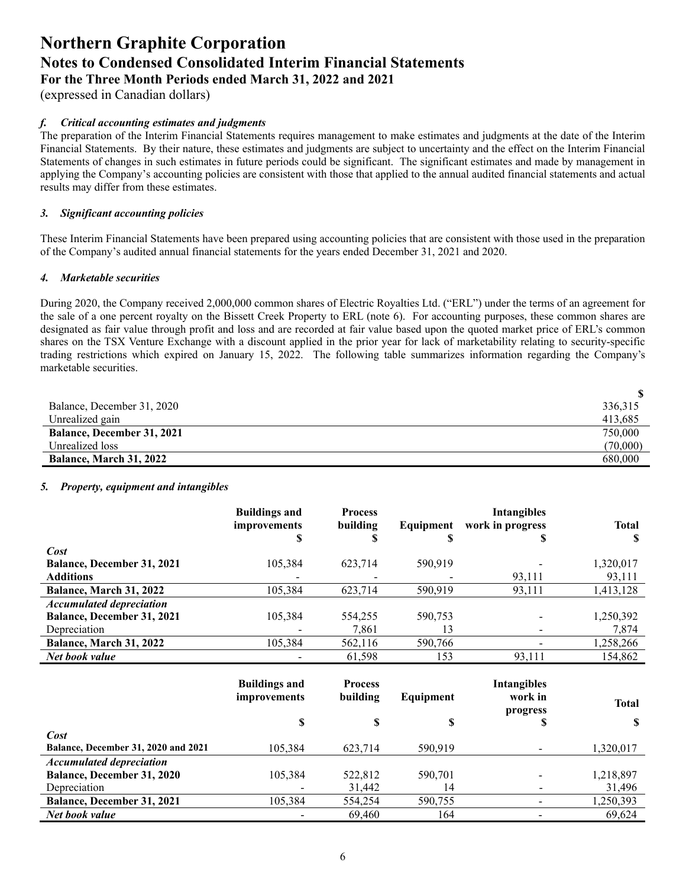# Northern Graphite Corporation
## Notes to Condensed Consolidated Interim Financial Statements
### For the Three Month Periods ended March 31, 2022 and 2021
(expressed in Canadian dollars)

#### *f. Critical accounting estimates and judgments*

The preparation of the Interim Financial Statements requires management to make estimates and judgments at the date of the Interim Financial Statements. By their nature, these estimates and judgments are subject to uncertainty and the effect on the Interim Financial Statements of changes in such estimates in future periods could be significant. The significant estimates and made by management in applying the Company's accounting policies are consistent with those that applied to the annual audited financial statements and actual results may differ from these estimates.

#### *3. Significant accounting policies*

These Interim Financial Statements have been prepared using accounting policies that are consistent with those used in the preparation of the Company's audited annual financial statements for the years ended December 31, 2021 and 2020.

#### *4. Marketable securities*

During 2020, the Company received 2,000,000 common shares of Electric Royalties Ltd. ("ERL") under the terms of an agreement for the sale of a one percent royalty on the Bissett Creek Property to ERL (note 6). For accounting purposes, these common shares are designated as fair value through profit and loss and are recorded at fair value based upon the quoted market price of ERL's common shares on the TSX Venture Exchange with a discount applied in the prior year for lack of marketability relating to security-specific trading restrictions which expired on January 15, 2022. The following table summarizes information regarding the Company's marketable securities.

| | $ |
|---|---|
| Balance, December 31, 2020 | 336,315 |
| Unrealized gain | 413,685 |
| **Balance, December 31, 2021** | 750,000 |
| Unrealized loss | (70,000) |
| **Balance, March 31, 2022** | 680,000 |

#### *5. Property, equipment and intangibles*

| | Buildings and improvements $ | Process building $ | Equipment $ | Intangibles work in progress $ | Total $ |
|---|---|---|---|---|---|
| ***Cost*** | | | | | |
| **Balance, December 31, 2021** | 105,384 | 623,714 | 590,919 | - | 1,320,017 |
| **Additions** | - | - | - | 93,111 | 93,111 |
| **Balance, March 31, 2022** | 105,384 | 623,714 | 590,919 | 93,111 | 1,413,128 |
| ***Accumulated depreciation*** | | | | | |
| **Balance, December 31, 2021** | 105,384 | 554,255 | 590,753 | - | 1,250,392 |
| Depreciation | - | 7,861 | 13 | - | 7,874 |
| **Balance, March 31, 2022** | 105,384 | 562,116 | 590,766 | - | 1,258,266 |
| ***Net book value*** | - | 61,598 | 153 | 93,111 | 154,862 |

| | Buildings and improvements $ | Process building $ | Equipment $ | Intangibles work in progress $ | Total $ |
|---|---|---|---|---|---|
| ***Cost*** | | | | | |
| **Balance, December 31, 2020 and 2021** | 105,384 | 623,714 | 590,919 | - | 1,320,017 |
| ***Accumulated depreciation*** | | | | | |
| **Balance, December 31, 2020** | 105,384 | 522,812 | 590,701 | - | 1,218,897 |
| Depreciation | - | 31,442 | 14 | - | 31,496 |
| **Balance, December 31, 2021** | 105,384 | 554,254 | 590,755 | - | 1,250,393 |
| ***Net book value*** | - | 69,460 | 164 | - | 69,624 |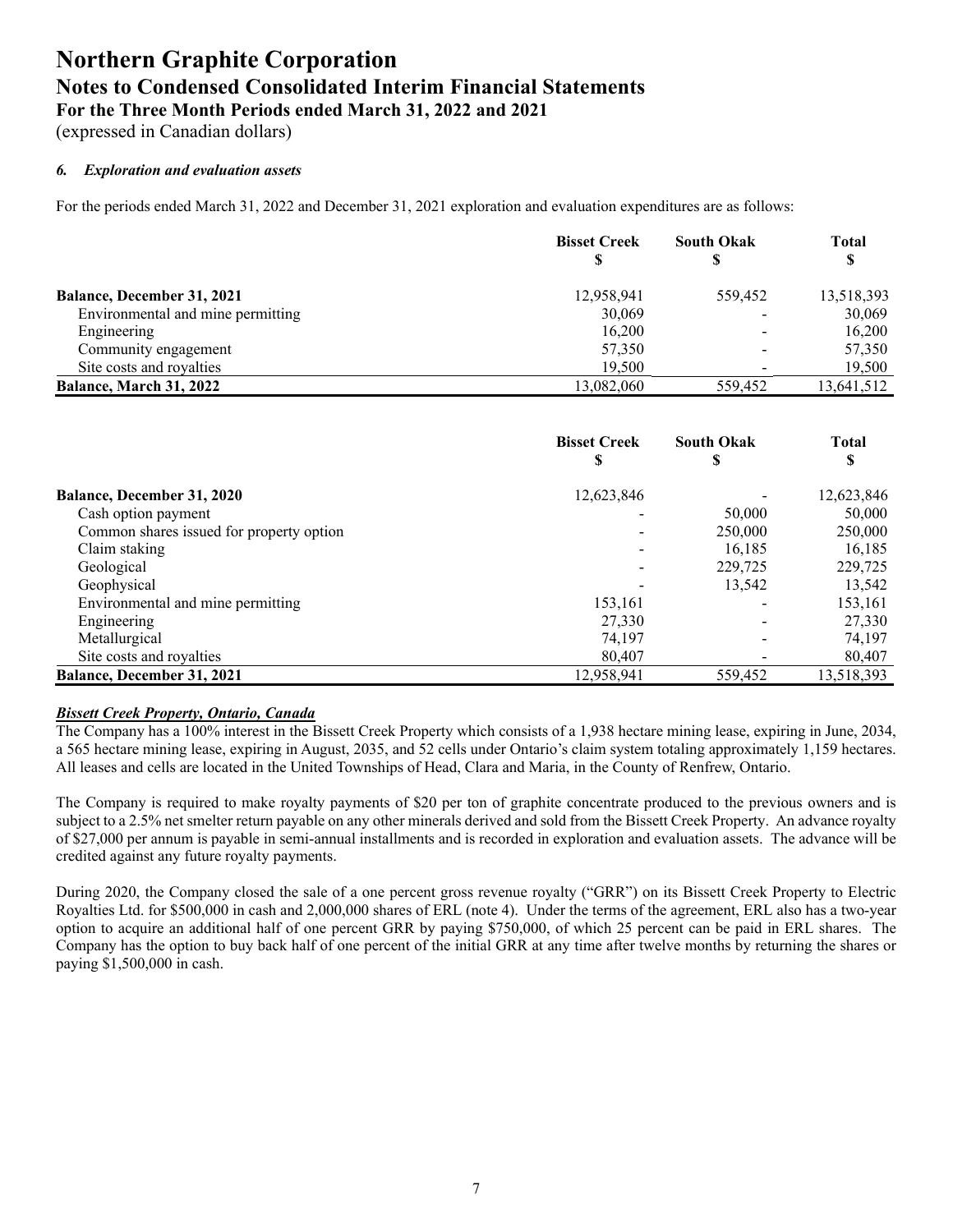# Northern Graphite Corporation

## Notes to Condensed Consolidated Interim Financial Statements

### For the Three Month Periods ended March 31, 2022 and 2021

(expressed in Canadian dollars)

#### *6. Exploration and evaluation assets*

For the periods ended March 31, 2022 and December 31, 2021 exploration and evaluation expenditures are as follows:

| | Bisset Creek $ | South Okak $ | Total $ |
|---|---|---|---|
| **Balance, December 31, 2021** | 12,958,941 | 559,452 | 13,518,393 |
| Environmental and mine permitting | 30,069 | - | 30,069 |
| Engineering | 16,200 | - | 16,200 |
| Community engagement | 57,350 | - | 57,350 |
| Site costs and royalties | 19,500 | - | 19,500 |
| **Balance, March 31, 2022** | 13,082,060 | 559,452 | 13,641,512 |

| | Bisset Creek $ | South Okak $ | Total $ |
|---|---|---|---|
| **Balance, December 31, 2020** | 12,623,846 | - | 12,623,846 |
| Cash option payment | - | 50,000 | 50,000 |
| Common shares issued for property option | - | 250,000 | 250,000 |
| Claim staking | - | 16,185 | 16,185 |
| Geological | - | 229,725 | 229,725 |
| Geophysical | - | 13,542 | 13,542 |
| Environmental and mine permitting | 153,161 | - | 153,161 |
| Engineering | 27,330 | - | 27,330 |
| Metallurgical | 74,197 | - | 74,197 |
| Site costs and royalties | 80,407 | - | 80,407 |
| **Balance, December 31, 2021** | 12,958,941 | 559,452 | 13,518,393 |

***Bissett Creek Property, Ontario, Canada***

The Company has a 100% interest in the Bissett Creek Property which consists of a 1,938 hectare mining lease, expiring in June, 2034, a 565 hectare mining lease, expiring in August, 2035, and 52 cells under Ontario's claim system totaling approximately 1,159 hectares. All leases and cells are located in the United Townships of Head, Clara and Maria, in the County of Renfrew, Ontario.

The Company is required to make royalty payments of $20 per ton of graphite concentrate produced to the previous owners and is subject to a 2.5% net smelter return payable on any other minerals derived and sold from the Bissett Creek Property. An advance royalty of $27,000 per annum is payable in semi-annual installments and is recorded in exploration and evaluation assets. The advance will be credited against any future royalty payments.

During 2020, the Company closed the sale of a one percent gross revenue royalty ("GRR") on its Bissett Creek Property to Electric Royalties Ltd. for $500,000 in cash and 2,000,000 shares of ERL (note 4). Under the terms of the agreement, ERL also has a two-year option to acquire an additional half of one percent GRR by paying $750,000, of which 25 percent can be paid in ERL shares. The Company has the option to buy back half of one percent of the initial GRR at any time after twelve months by returning the shares or paying $1,500,000 in cash.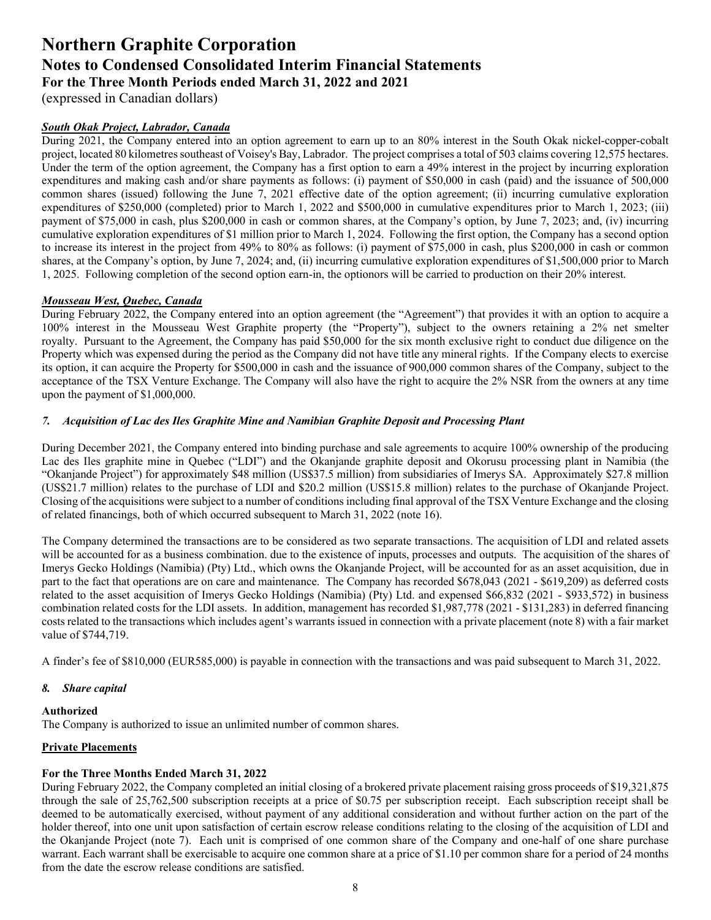***South Okak Project, Labrador, Canada***

During 2021, the Company entered into an option agreement to earn up to an 80% interest in the South Okak nickel-copper-cobalt project, located 80 kilometres southeast of Voisey's Bay, Labrador. The project comprises a total of 503 claims covering 12,575 hectares. Under the term of the option agreement, the Company has a first option to earn a 49% interest in the project by incurring exploration expenditures and making cash and/or share payments as follows: (i) payment of $50,000 in cash (paid) and the issuance of 500,000 common shares (issued) following the June 7, 2021 effective date of the option agreement; (ii) incurring cumulative exploration expenditures of $250,000 (completed) prior to March 1, 2022 and $500,000 in cumulative expenditures prior to March 1, 2023; (iii) payment of $75,000 in cash, plus $200,000 in cash or common shares, at the Company's option, by June 7, 2023; and, (iv) incurring cumulative exploration expenditures of $1 million prior to March 1, 2024. Following the first option, the Company has a second option to increase its interest in the project from 49% to 80% as follows: (i) payment of $75,000 in cash, plus $200,000 in cash or common shares, at the Company's option, by June 7, 2024; and, (ii) incurring cumulative exploration expenditures of $1,500,000 prior to March 1, 2025. Following completion of the second option earn-in, the optionors will be carried to production on their 20% interest.

***Mousseau West, Quebec, Canada***

During February 2022, the Company entered into an option agreement (the "Agreement") that provides it with an option to acquire a 100% interest in the Mousseau West Graphite property (the "Property"), subject to the owners retaining a 2% net smelter royalty. Pursuant to the Agreement, the Company has paid $50,000 for the six month exclusive right to conduct due diligence on the Property which was expensed during the period as the Company did not have title any mineral rights. If the Company elects to exercise its option, it can acquire the Property for $500,000 in cash and the issuance of 900,000 common shares of the Company, subject to the acceptance of the TSX Venture Exchange. The Company will also have the right to acquire the 2% NSR from the owners at any time upon the payment of $1,000,000.

### *7. Acquisition of Lac des Iles Graphite Mine and Namibian Graphite Deposit and Processing Plant*

During December 2021, the Company entered into binding purchase and sale agreements to acquire 100% ownership of the producing Lac des Iles graphite mine in Quebec ("LDI") and the Okanjande graphite deposit and Okorusu processing plant in Namibia (the "Okanjande Project") for approximately $48 million (US$37.5 million) from subsidiaries of Imerys SA. Approximately $27.8 million (US$21.7 million) relates to the purchase of LDI and $20.2 million (US$15.8 million) relates to the purchase of Okanjande Project. Closing of the acquisitions were subject to a number of conditions including final approval of the TSX Venture Exchange and the closing of related financings, both of which occurred subsequent to March 31, 2022 (note 16).

The Company determined the transactions are to be considered as two separate transactions. The acquisition of LDI and related assets will be accounted for as a business combination. due to the existence of inputs, processes and outputs. The acquisition of the shares of Imerys Gecko Holdings (Namibia) (Pty) Ltd., which owns the Okanjande Project, will be accounted for as an asset acquisition, due in part to the fact that operations are on care and maintenance. The Company has recorded $678,043 (2021 - $619,209) as deferred costs related to the asset acquisition of Imerys Gecko Holdings (Namibia) (Pty) Ltd. and expensed $66,832 (2021 - $933,572) in business combination related costs for the LDI assets. In addition, management has recorded $1,987,778 (2021 - $131,283) in deferred financing costs related to the transactions which includes agent's warrants issued in connection with a private placement (note 8) with a fair market value of $744,719.

A finder's fee of $810,000 (EUR585,000) is payable in connection with the transactions and was paid subsequent to March 31, 2022.

### *8. Share capital*

**Authorized**

The Company is authorized to issue an unlimited number of common shares.

**Private Placements**

**For the Three Months Ended March 31, 2022**

During February 2022, the Company completed an initial closing of a brokered private placement raising gross proceeds of $19,321,875 through the sale of 25,762,500 subscription receipts at a price of $0.75 per subscription receipt. Each subscription receipt shall be deemed to be automatically exercised, without payment of any additional consideration and without further action on the part of the holder thereof, into one unit upon satisfaction of certain escrow release conditions relating to the closing of the acquisition of LDI and the Okanjande Project (note 7). Each unit is comprised of one common share of the Company and one-half of one share purchase warrant. Each warrant shall be exercisable to acquire one common share at a price of $1.10 per common share for a period of 24 months from the date the escrow release conditions are satisfied.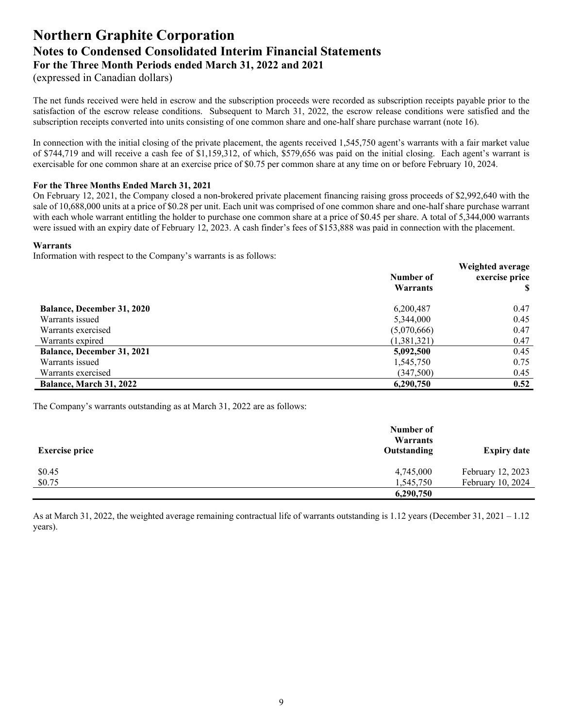The net funds received were held in escrow and the subscription proceeds were recorded as subscription receipts payable prior to the satisfaction of the escrow release conditions. Subsequent to March 31, 2022, the escrow release conditions were satisfied and the subscription receipts converted into units consisting of one common share and one-half share purchase warrant (note 16).

In connection with the initial closing of the private placement, the agents received 1,545,750 agent's warrants with a fair market value of $744,719 and will receive a cash fee of $1,159,312, of which, $579,656 was paid on the initial closing. Each agent's warrant is exercisable for one common share at an exercise price of $0.75 per common share at any time on or before February 10, 2024.

**For the Three Months Ended March 31, 2021**

On February 12, 2021, the Company closed a non-brokered private placement financing raising gross proceeds of $2,992,640 with the sale of 10,688,000 units at a price of $0.28 per unit. Each unit was comprised of one common share and one-half share purchase warrant with each whole warrant entitling the holder to purchase one common share at a price of $0.45 per share. A total of 5,344,000 warrants were issued with an expiry date of February 12, 2023. A cash finder's fees of $153,888 was paid in connection with the placement.

**Warrants**

Information with respect to the Company's warrants is as follows:

| | Number of Warrants | Weighted average exercise price $ |
|---|---|---|
| **Balance, December 31, 2020** | 6,200,487 | 0.47 |
| Warrants issued | 5,344,000 | 0.45 |
| Warrants exercised | (5,070,666) | 0.47 |
| Warrants expired | (1,381,321) | 0.47 |
| **Balance, December 31, 2021** | **5,092,500** | 0.45 |
| Warrants issued | 1,545,750 | 0.75 |
| Warrants exercised | (347,500) | 0.45 |
| **Balance, March 31, 2022** | **6,290,750** | **0.52** |

The Company's warrants outstanding as at March 31, 2022 are as follows:

| Exercise price | Number of Warrants Outstanding | Expiry date |
|---|---|---|
| $0.45 | 4,745,000 | February 12, 2023 |
| $0.75 | 1,545,750 | February 10, 2024 |
| | **6,290,750** | |

As at March 31, 2022, the weighted average remaining contractual life of warrants outstanding is 1.12 years (December 31, 2021 – 1.12 years).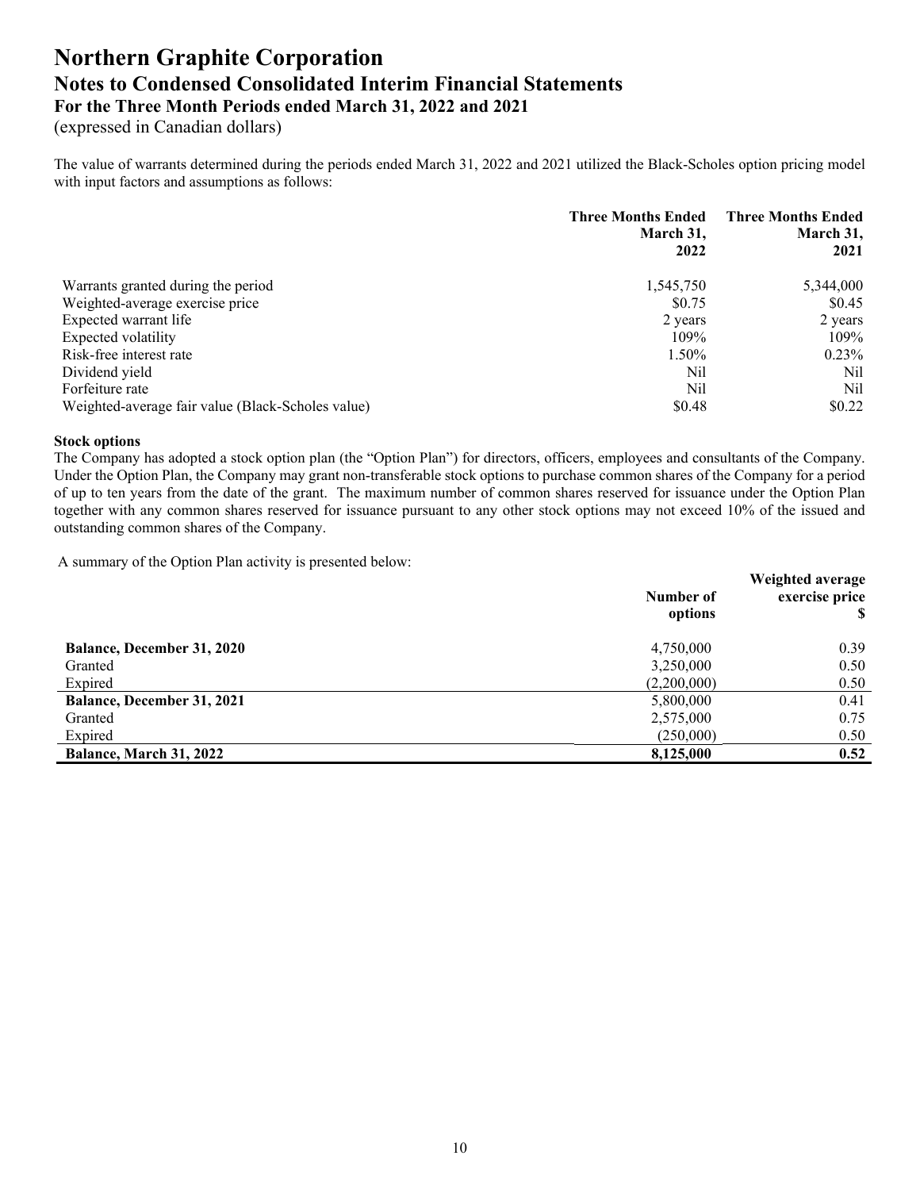The value of warrants determined during the periods ended March 31, 2022 and 2021 utilized the Black-Scholes option pricing model with input factors and assumptions as follows:

| | Three Months Ended March 31, 2022 | Three Months Ended March 31, 2021 |
|---|---|---|
| Warrants granted during the period | 1,545,750 | 5,344,000 |
| Weighted-average exercise price | $0.75 | $0.45 |
| Expected warrant life | 2 years | 2 years |
| Expected volatility | 109% | 109% |
| Risk-free interest rate | 1.50% | 0.23% |
| Dividend yield | Nil | Nil |
| Forfeiture rate | Nil | Nil |
| Weighted-average fair value (Black-Scholes value) | $0.48 | $0.22 |

**Stock options**

The Company has adopted a stock option plan (the "Option Plan") for directors, officers, employees and consultants of the Company. Under the Option Plan, the Company may grant non-transferable stock options to purchase common shares of the Company for a period of up to ten years from the date of the grant. The maximum number of common shares reserved for issuance under the Option Plan together with any common shares reserved for issuance pursuant to any other stock options may not exceed 10% of the issued and outstanding common shares of the Company.

A summary of the Option Plan activity is presented below:

| | Number of options | Weighted average exercise price $ |
|---|---|---|
| **Balance, December 31, 2020** | 4,750,000 | 0.39 |
| Granted | 3,250,000 | 0.50 |
| Expired | (2,200,000) | 0.50 |
| **Balance, December 31, 2021** | 5,800,000 | 0.41 |
| Granted | 2,575,000 | 0.75 |
| Expired | (250,000) | 0.50 |
| **Balance, March 31, 2022** | **8,125,000** | **0.52** |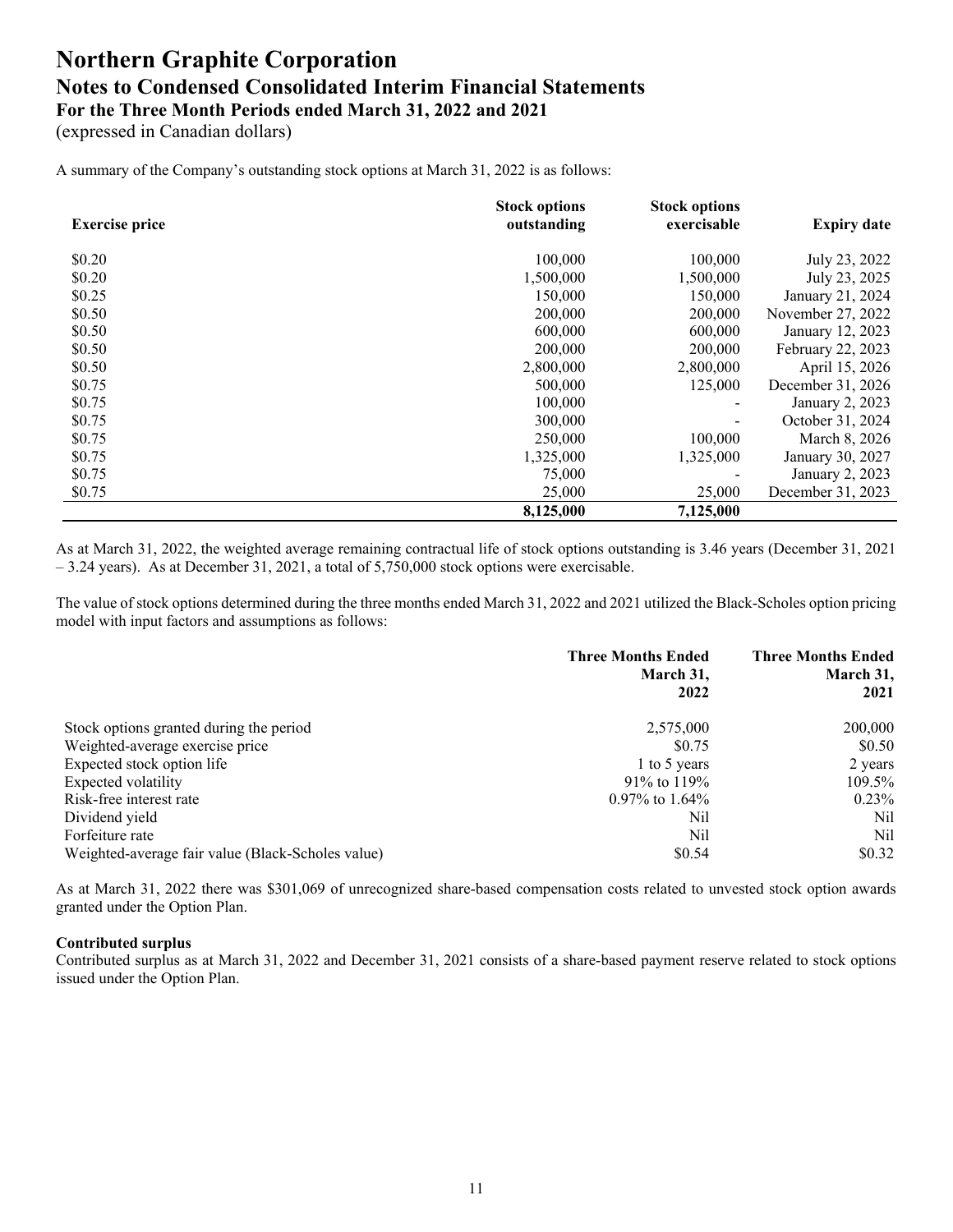A summary of the Company's outstanding stock options at March 31, 2022 is as follows:

| Exercise price | Stock options outstanding | Stock options exercisable | Expiry date |
|---|---|---|---|
| $0.20 | 100,000 | 100,000 | July 23, 2022 |
| $0.20 | 1,500,000 | 1,500,000 | July 23, 2025 |
| $0.25 | 150,000 | 150,000 | January 21, 2024 |
| $0.50 | 200,000 | 200,000 | November 27, 2022 |
| $0.50 | 600,000 | 600,000 | January 12, 2023 |
| $0.50 | 200,000 | 200,000 | February 22, 2023 |
| $0.50 | 2,800,000 | 2,800,000 | April 15, 2026 |
| $0.75 | 500,000 | 125,000 | December 31, 2026 |
| $0.75 | 100,000 | - | January 2, 2023 |
| $0.75 | 300,000 | - | October 31, 2024 |
| $0.75 | 250,000 | 100,000 | March 8, 2026 |
| $0.75 | 1,325,000 | 1,325,000 | January 30, 2027 |
| $0.75 | 75,000 | - | January 2, 2023 |
| $0.75 | 25,000 | 25,000 | December 31, 2023 |
| | **8,125,000** | **7,125,000** | |

As at March 31, 2022, the weighted average remaining contractual life of stock options outstanding is 3.46 years (December 31, 2021 – 3.24 years). As at December 31, 2021, a total of 5,750,000 stock options were exercisable.

The value of stock options determined during the three months ended March 31, 2022 and 2021 utilized the Black-Scholes option pricing model with input factors and assumptions as follows:

| | Three Months Ended March 31, 2022 | Three Months Ended March 31, 2021 |
|---|---|---|
| Stock options granted during the period | 2,575,000 | 200,000 |
| Weighted-average exercise price | $0.75 | $0.50 |
| Expected stock option life | 1 to 5 years | 2 years |
| Expected volatility | 91% to 119% | 109.5% |
| Risk-free interest rate | 0.97% to 1.64% | 0.23% |
| Dividend yield | Nil | Nil |
| Forfeiture rate | Nil | Nil |
| Weighted-average fair value (Black-Scholes value) | $0.54 | $0.32 |

As at March 31, 2022 there was $301,069 of unrecognized share-based compensation costs related to unvested stock option awards granted under the Option Plan.

**Contributed surplus**

Contributed surplus as at March 31, 2022 and December 31, 2021 consists of a share-based payment reserve related to stock options issued under the Option Plan.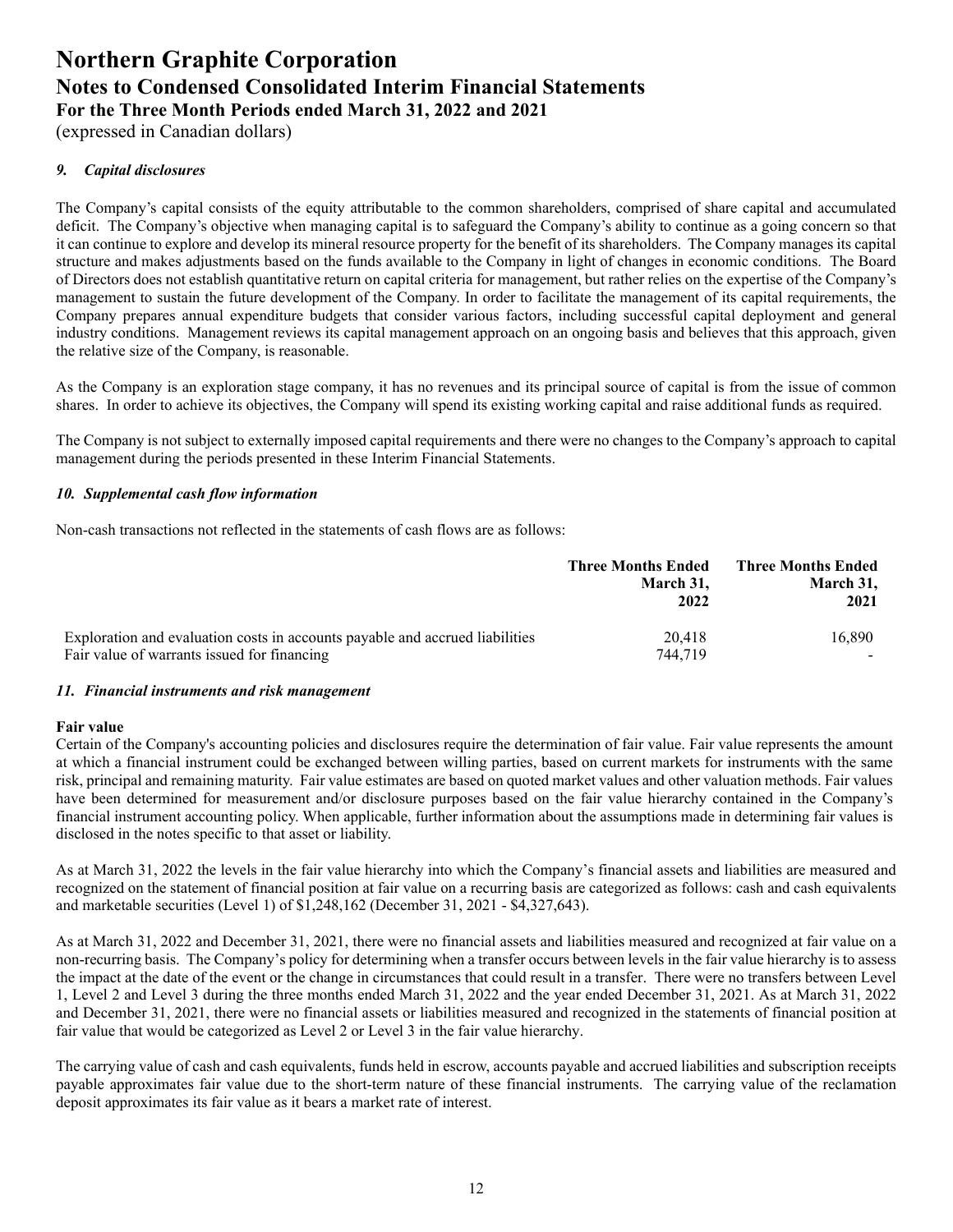### *9. Capital disclosures*

The Company's capital consists of the equity attributable to the common shareholders, comprised of share capital and accumulated deficit. The Company's objective when managing capital is to safeguard the Company's ability to continue as a going concern so that it can continue to explore and develop its mineral resource property for the benefit of its shareholders. The Company manages its capital structure and makes adjustments based on the funds available to the Company in light of changes in economic conditions. The Board of Directors does not establish quantitative return on capital criteria for management, but rather relies on the expertise of the Company's management to sustain the future development of the Company. In order to facilitate the management of its capital requirements, the Company prepares annual expenditure budgets that consider various factors, including successful capital deployment and general industry conditions. Management reviews its capital management approach on an ongoing basis and believes that this approach, given the relative size of the Company, is reasonable.

As the Company is an exploration stage company, it has no revenues and its principal source of capital is from the issue of common shares. In order to achieve its objectives, the Company will spend its existing working capital and raise additional funds as required.

The Company is not subject to externally imposed capital requirements and there were no changes to the Company's approach to capital management during the periods presented in these Interim Financial Statements.

### *10. Supplemental cash flow information*

Non-cash transactions not reflected in the statements of cash flows are as follows:

| | Three Months Ended March 31, 2022 | Three Months Ended March 31, 2021 |
|---|---|---|
| Exploration and evaluation costs in accounts payable and accrued liabilities | 20,418 | 16,890 |
| Fair value of warrants issued for financing | 744,719 | - |

### *11. Financial instruments and risk management*

**Fair value**

Certain of the Company's accounting policies and disclosures require the determination of fair value. Fair value represents the amount at which a financial instrument could be exchanged between willing parties, based on current markets for instruments with the same risk, principal and remaining maturity. Fair value estimates are based on quoted market values and other valuation methods. Fair values have been determined for measurement and/or disclosure purposes based on the fair value hierarchy contained in the Company's financial instrument accounting policy. When applicable, further information about the assumptions made in determining fair values is disclosed in the notes specific to that asset or liability.

As at March 31, 2022 the levels in the fair value hierarchy into which the Company's financial assets and liabilities are measured and recognized on the statement of financial position at fair value on a recurring basis are categorized as follows: cash and cash equivalents and marketable securities (Level 1) of $1,248,162 (December 31, 2021 - $4,327,643).

As at March 31, 2022 and December 31, 2021, there were no financial assets and liabilities measured and recognized at fair value on a non-recurring basis. The Company's policy for determining when a transfer occurs between levels in the fair value hierarchy is to assess the impact at the date of the event or the change in circumstances that could result in a transfer. There were no transfers between Level 1, Level 2 and Level 3 during the three months ended March 31, 2022 and the year ended December 31, 2021. As at March 31, 2022 and December 31, 2021, there were no financial assets or liabilities measured and recognized in the statements of financial position at fair value that would be categorized as Level 2 or Level 3 in the fair value hierarchy.

The carrying value of cash and cash equivalents, funds held in escrow, accounts payable and accrued liabilities and subscription receipts payable approximates fair value due to the short-term nature of these financial instruments. The carrying value of the reclamation deposit approximates its fair value as it bears a market rate of interest.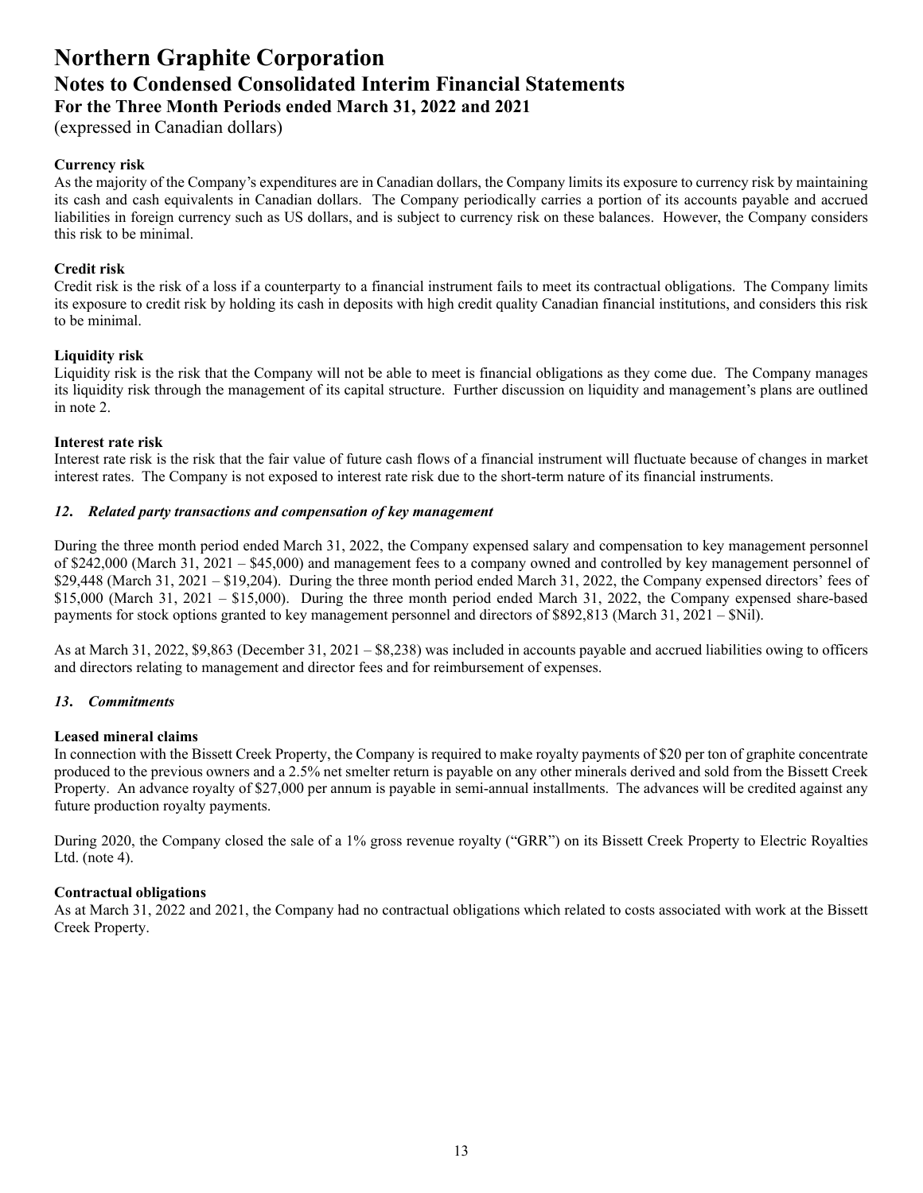**Currency risk**

As the majority of the Company's expenditures are in Canadian dollars, the Company limits its exposure to currency risk by maintaining its cash and cash equivalents in Canadian dollars. The Company periodically carries a portion of its accounts payable and accrued liabilities in foreign currency such as US dollars, and is subject to currency risk on these balances. However, the Company considers this risk to be minimal.

**Credit risk**

Credit risk is the risk of a loss if a counterparty to a financial instrument fails to meet its contractual obligations. The Company limits its exposure to credit risk by holding its cash in deposits with high credit quality Canadian financial institutions, and considers this risk to be minimal.

**Liquidity risk**

Liquidity risk is the risk that the Company will not be able to meet is financial obligations as they come due. The Company manages its liquidity risk through the management of its capital structure. Further discussion on liquidity and management's plans are outlined in note 2.

**Interest rate risk**

Interest rate risk is the risk that the fair value of future cash flows of a financial instrument will fluctuate because of changes in market interest rates. The Company is not exposed to interest rate risk due to the short-term nature of its financial instruments.

## *12. Related party transactions and compensation of key management*

During the three month period ended March 31, 2022, the Company expensed salary and compensation to key management personnel of \$242,000 (March 31, 2021 – \$45,000) and management fees to a company owned and controlled by key management personnel of \$29,448 (March 31, 2021 – \$19,204). During the three month period ended March 31, 2022, the Company expensed directors' fees of \$15,000 (March 31, 2021 – \$15,000). During the three month period ended March 31, 2022, the Company expensed share-based payments for stock options granted to key management personnel and directors of \$892,813 (March 31, 2021 – \$Nil).

As at March 31, 2022, \$9,863 (December 31, 2021 – \$8,238) was included in accounts payable and accrued liabilities owing to officers and directors relating to management and director fees and for reimbursement of expenses.

## *13. Commitments*

**Leased mineral claims**

In connection with the Bissett Creek Property, the Company is required to make royalty payments of \$20 per ton of graphite concentrate produced to the previous owners and a 2.5% net smelter return is payable on any other minerals derived and sold from the Bissett Creek Property. An advance royalty of \$27,000 per annum is payable in semi-annual installments. The advances will be credited against any future production royalty payments.

During 2020, the Company closed the sale of a 1% gross revenue royalty ("GRR") on its Bissett Creek Property to Electric Royalties Ltd. (note 4).

**Contractual obligations**

As at March 31, 2022 and 2021, the Company had no contractual obligations which related to costs associated with work at the Bissett Creek Property.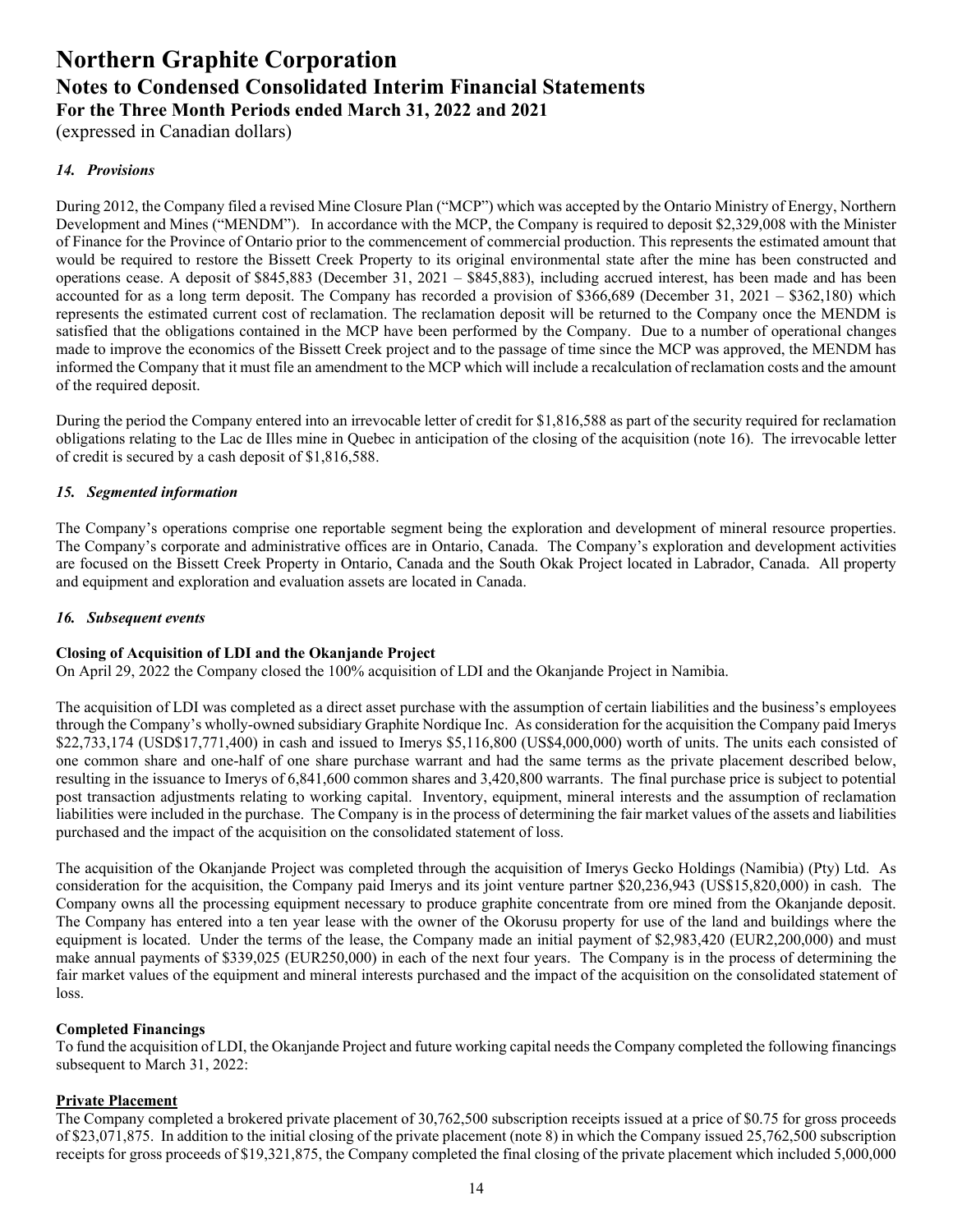# Northern Graphite Corporation
## Notes to Condensed Consolidated Interim Financial Statements
### For the Three Month Periods ended March 31, 2022 and 2021
(expressed in Canadian dollars)

### *14. Provisions*

During 2012, the Company filed a revised Mine Closure Plan ("MCP") which was accepted by the Ontario Ministry of Energy, Northern Development and Mines ("MENDM"). In accordance with the MCP, the Company is required to deposit $2,329,008 with the Minister of Finance for the Province of Ontario prior to the commencement of commercial production. This represents the estimated amount that would be required to restore the Bissett Creek Property to its original environmental state after the mine has been constructed and operations cease. A deposit of $845,883 (December 31, 2021 – $845,883), including accrued interest, has been made and has been accounted for as a long term deposit. The Company has recorded a provision of $366,689 (December 31, 2021 – $362,180) which represents the estimated current cost of reclamation. The reclamation deposit will be returned to the Company once the MENDM is satisfied that the obligations contained in the MCP have been performed by the Company. Due to a number of operational changes made to improve the economics of the Bissett Creek project and to the passage of time since the MCP was approved, the MENDM has informed the Company that it must file an amendment to the MCP which will include a recalculation of reclamation costs and the amount of the required deposit.

During the period the Company entered into an irrevocable letter of credit for $1,816,588 as part of the security required for reclamation obligations relating to the Lac de Illes mine in Quebec in anticipation of the closing of the acquisition (note 16). The irrevocable letter of credit is secured by a cash deposit of $1,816,588.

### *15. Segmented information*

The Company's operations comprise one reportable segment being the exploration and development of mineral resource properties. The Company's corporate and administrative offices are in Ontario, Canada. The Company's exploration and development activities are focused on the Bissett Creek Property in Ontario, Canada and the South Okak Project located in Labrador, Canada. All property and equipment and exploration and evaluation assets are located in Canada.

### *16. Subsequent events*

**Closing of Acquisition of LDI and the Okanjande Project**

On April 29, 2022 the Company closed the 100% acquisition of LDI and the Okanjande Project in Namibia.

The acquisition of LDI was completed as a direct asset purchase with the assumption of certain liabilities and the business's employees through the Company's wholly-owned subsidiary Graphite Nordique Inc. As consideration for the acquisition the Company paid Imerys $22,733,174 (USD$17,771,400) in cash and issued to Imerys $5,116,800 (US$4,000,000) worth of units. The units each consisted of one common share and one-half of one share purchase warrant and had the same terms as the private placement described below, resulting in the issuance to Imerys of 6,841,600 common shares and 3,420,800 warrants. The final purchase price is subject to potential post transaction adjustments relating to working capital. Inventory, equipment, mineral interests and the assumption of reclamation liabilities were included in the purchase. The Company is in the process of determining the fair market values of the assets and liabilities purchased and the impact of the acquisition on the consolidated statement of loss.

The acquisition of the Okanjande Project was completed through the acquisition of Imerys Gecko Holdings (Namibia) (Pty) Ltd. As consideration for the acquisition, the Company paid Imerys and its joint venture partner $20,236,943 (US$15,820,000) in cash. The Company owns all the processing equipment necessary to produce graphite concentrate from ore mined from the Okanjande deposit. The Company has entered into a ten year lease with the owner of the Okorusu property for use of the land and buildings where the equipment is located. Under the terms of the lease, the Company made an initial payment of $2,983,420 (EUR2,200,000) and must make annual payments of $339,025 (EUR250,000) in each of the next four years. The Company is in the process of determining the fair market values of the equipment and mineral interests purchased and the impact of the acquisition on the consolidated statement of loss.

**Completed Financings**

To fund the acquisition of LDI, the Okanjande Project and future working capital needs the Company completed the following financings subsequent to March 31, 2022:

**Private Placement**

The Company completed a brokered private placement of 30,762,500 subscription receipts issued at a price of $0.75 for gross proceeds of $23,071,875. In addition to the initial closing of the private placement (note 8) in which the Company issued 25,762,500 subscription receipts for gross proceeds of $19,321,875, the Company completed the final closing of the private placement which included 5,000,000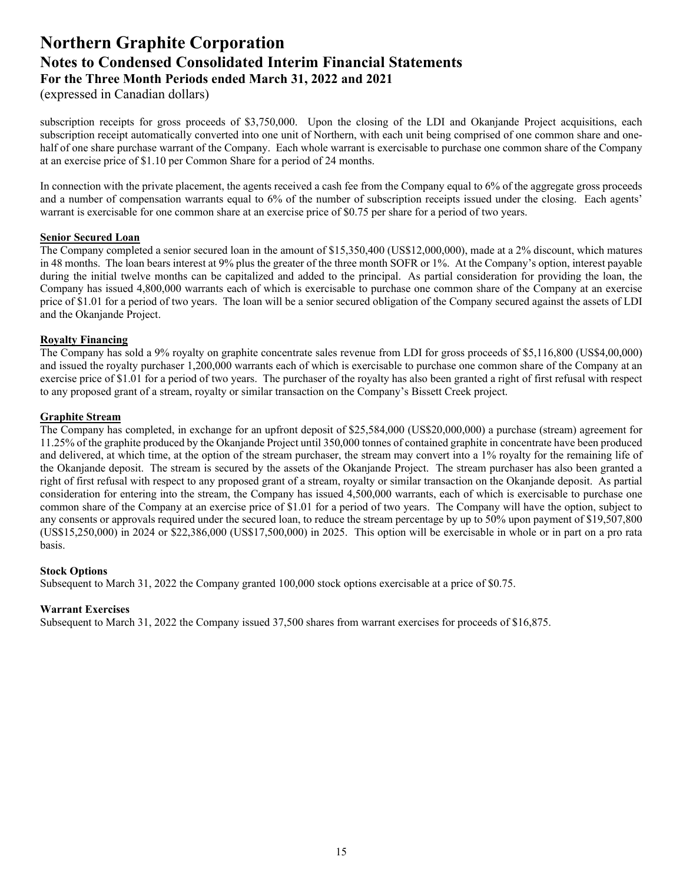subscription receipts for gross proceeds of $3,750,000. Upon the closing of the LDI and Okanjande Project acquisitions, each subscription receipt automatically converted into one unit of Northern, with each unit being comprised of one common share and one-half of one share purchase warrant of the Company. Each whole warrant is exercisable to purchase one common share of the Company at an exercise price of $1.10 per Common Share for a period of 24 months.

In connection with the private placement, the agents received a cash fee from the Company equal to 6% of the aggregate gross proceeds and a number of compensation warrants equal to 6% of the number of subscription receipts issued under the closing. Each agents' warrant is exercisable for one common share at an exercise price of $0.75 per share for a period of two years.

**Senior Secured Loan**

The Company completed a senior secured loan in the amount of $15,350,400 (US$12,000,000), made at a 2% discount, which matures in 48 months. The loan bears interest at 9% plus the greater of the three month SOFR or 1%. At the Company's option, interest payable during the initial twelve months can be capitalized and added to the principal. As partial consideration for providing the loan, the Company has issued 4,800,000 warrants each of which is exercisable to purchase one common share of the Company at an exercise price of $1.01 for a period of two years. The loan will be a senior secured obligation of the Company secured against the assets of LDI and the Okanjande Project.

**Royalty Financing**

The Company has sold a 9% royalty on graphite concentrate sales revenue from LDI for gross proceeds of $5,116,800 (US$4,00,000) and issued the royalty purchaser 1,200,000 warrants each of which is exercisable to purchase one common share of the Company at an exercise price of $1.01 for a period of two years. The purchaser of the royalty has also been granted a right of first refusal with respect to any proposed grant of a stream, royalty or similar transaction on the Company's Bissett Creek project.

**Graphite Stream**

The Company has completed, in exchange for an upfront deposit of $25,584,000 (US$20,000,000) a purchase (stream) agreement for 11.25% of the graphite produced by the Okanjande Project until 350,000 tonnes of contained graphite in concentrate have been produced and delivered, at which time, at the option of the stream purchaser, the stream may convert into a 1% royalty for the remaining life of the Okanjande deposit. The stream is secured by the assets of the Okanjande Project. The stream purchaser has also been granted a right of first refusal with respect to any proposed grant of a stream, royalty or similar transaction on the Okanjande deposit. As partial consideration for entering into the stream, the Company has issued 4,500,000 warrants, each of which is exercisable to purchase one common share of the Company at an exercise price of $1.01 for a period of two years. The Company will have the option, subject to any consents or approvals required under the secured loan, to reduce the stream percentage by up to 50% upon payment of $19,507,800 (US$15,250,000) in 2024 or $22,386,000 (US$17,500,000) in 2025. This option will be exercisable in whole or in part on a pro rata basis.

**Stock Options**

Subsequent to March 31, 2022 the Company granted 100,000 stock options exercisable at a price of $0.75.

**Warrant Exercises**

Subsequent to March 31, 2022 the Company issued 37,500 shares from warrant exercises for proceeds of $16,875.